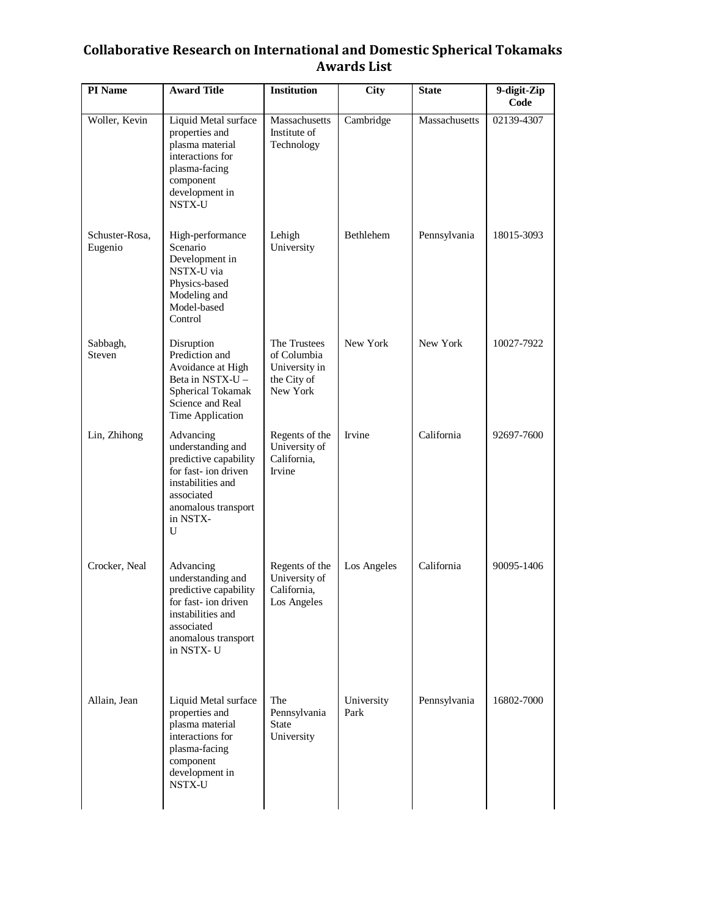# Collaborative Research on International and Domestic Spherical Tokamaks Awards List

| PI Name | Award Title | Institution | City | State | 9-digit-Zip Code |
|---|---|---|---|---|---|
| Woller, Kevin | Liquid Metal surface properties and plasma material interactions for plasma-facing component development in NSTX-U | Massachusetts Institute of Technology | Cambridge | Massachusetts | 02139-4307 |
| Schuster-Rosa, Eugenio | High-performance Scenario Development in NSTX-U via Physics-based Modeling and Model-based Control | Lehigh University | Bethlehem | Pennsylvania | 18015-3093 |
| Sabbagh, Steven | Disruption Prediction and Avoidance at High Beta in NSTX-U – Spherical Tokamak Science and Real Time Application | The Trustees of Columbia University in the City of New York | New York | New York | 10027-7922 |
| Lin, Zhihong | Advancing understanding and predictive capability for fast- ion driven instabilities and associated anomalous transport in NSTX-U | Regents of the University of California, Irvine | Irvine | California | 92697-7600 |
| Crocker, Neal | Advancing understanding and predictive capability for fast- ion driven instabilities and associated anomalous transport in NSTX- U | Regents of the University of California, Los Angeles | Los Angeles | California | 90095-1406 |
| Allain, Jean | Liquid Metal surface properties and plasma material interactions for plasma-facing component development in NSTX-U | The Pennsylvania State University | University Park | Pennsylvania | 16802-7000 |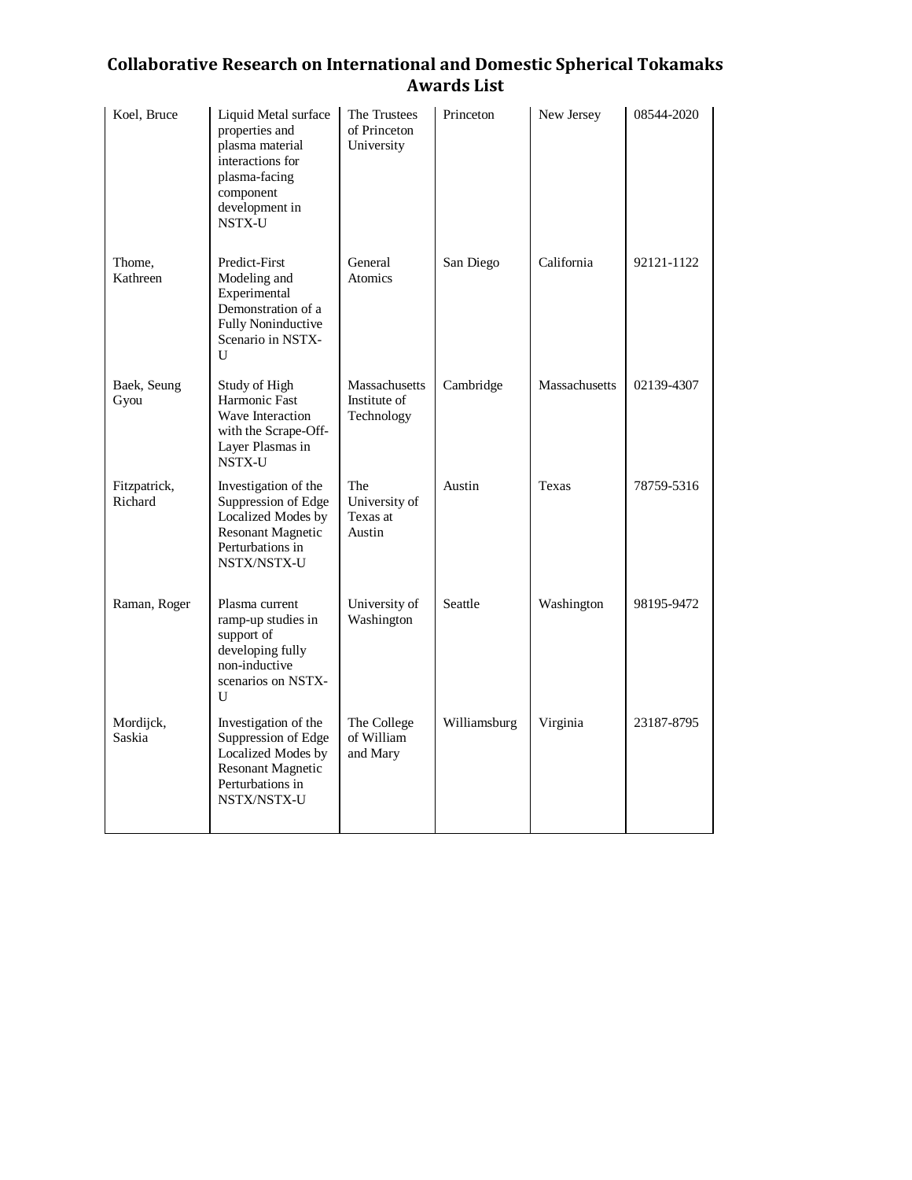# Collaborative Research on International and Domestic Spherical Tokamaks Awards List

| | | | | | |
|---|---|---|---|---|---|
| Koel, Bruce | Liquid Metal surface properties and plasma material interactions for plasma-facing component development in NSTX-U | The Trustees of Princeton University | Princeton | New Jersey | 08544-2020 |
| Thome, Kathreen | Predict-First Modeling and Experimental Demonstration of a Fully Noninductive Scenario in NSTX-U | General Atomics | San Diego | California | 92121-1122 |
| Baek, Seung Gyou | Study of High Harmonic Fast Wave Interaction with the Scrape-Off-Layer Plasmas in NSTX-U | Massachusetts Institute of Technology | Cambridge | Massachusetts | 02139-4307 |
| Fitzpatrick, Richard | Investigation of the Suppression of Edge Localized Modes by Resonant Magnetic Perturbations in NSTX/NSTX-U | The University of Texas at Austin | Austin | Texas | 78759-5316 |
| Raman, Roger | Plasma current ramp-up studies in support of developing fully non-inductive scenarios on NSTX-U | University of Washington | Seattle | Washington | 98195-9472 |
| Mordijck, Saskia | Investigation of the Suppression of Edge Localized Modes by Resonant Magnetic Perturbations in NSTX/NSTX-U | The College of William and Mary | Williamsburg | Virginia | 23187-8795 |